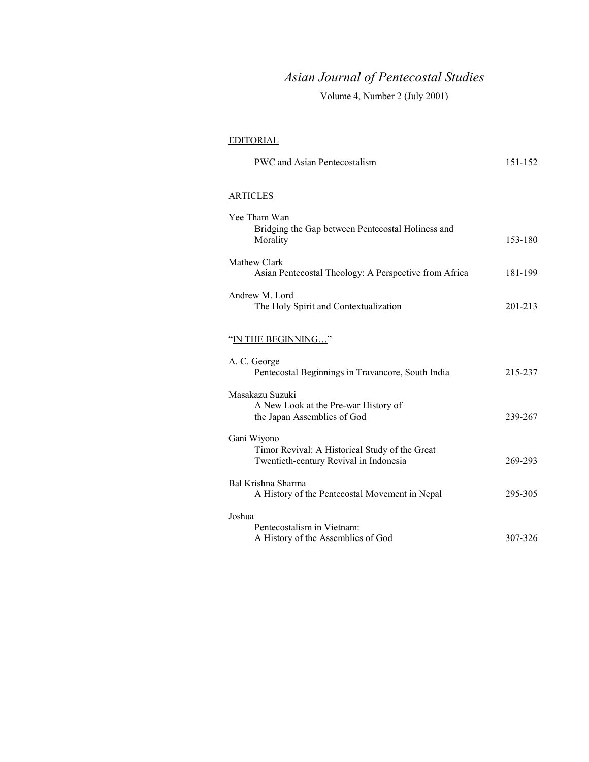# *Asian Journal of Pentecostal Studies*

Volume 4, Number 2 (July 2001)

## EDITORIAL

PWC and Asian Pentecostalism 151-152

## ARTICLES

Yee Tham Wan
Bridging the Gap between Pentecostal Holiness and Morality 153-180

Mathew Clark
Asian Pentecostal Theology: A Perspective from Africa 181-199

Andrew M. Lord
The Holy Spirit and Contextualization 201-213

## "IN THE BEGINNING…"

A. C. George
Pentecostal Beginnings in Travancore, South India 215-237

Masakazu Suzuki
A New Look at the Pre-war History of the Japan Assemblies of God 239-267

Gani Wiyono
Timor Revival: A Historical Study of the Great Twentieth-century Revival in Indonesia 269-293

Bal Krishna Sharma
A History of the Pentecostal Movement in Nepal 295-305

Joshua
Pentecostalism in Vietnam: A History of the Assemblies of God 307-326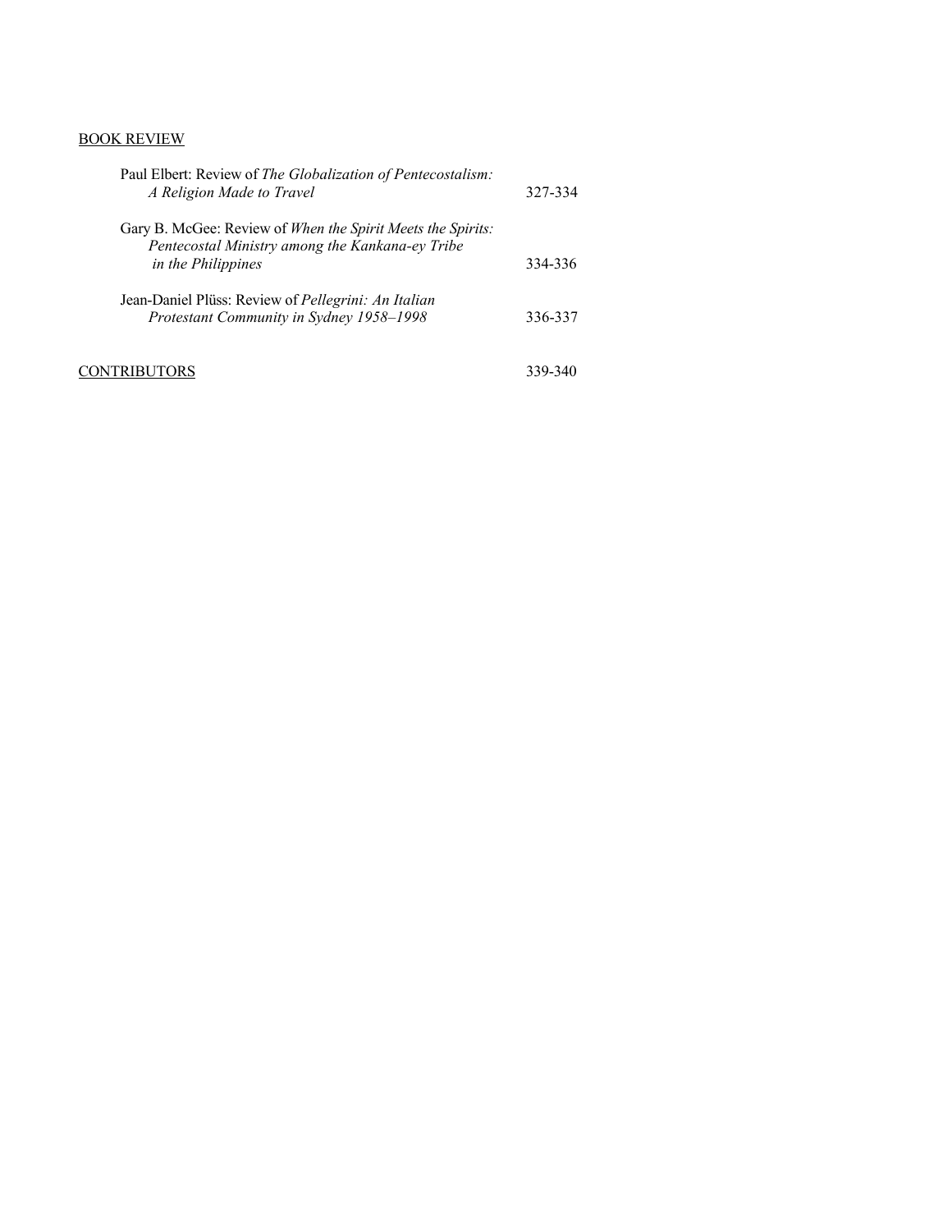BOOK REVIEW

Paul Elbert: Review of *The Globalization of Pentecostalism: A Religion Made to Travel* 327-334

Gary B. McGee: Review of *When the Spirit Meets the Spirits: Pentecostal Ministry among the Kankana-ey Tribe in the Philippines* 334-336

Jean-Daniel Plüss: Review of *Pellegrini: An Italian Protestant Community in Sydney 1958–1998* 336-337

CONTRIBUTORS 339-340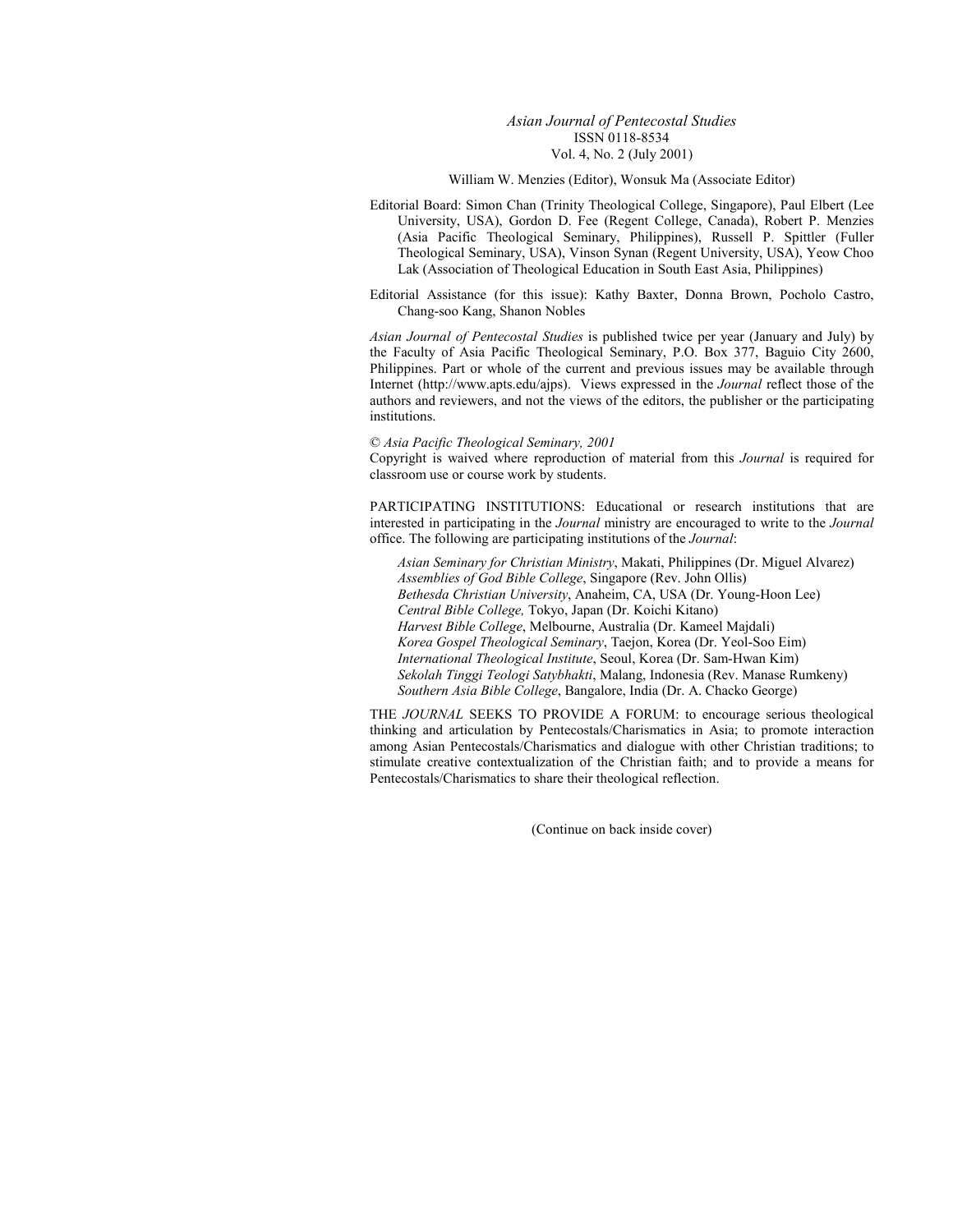*Asian Journal of Pentecostal Studies*
ISSN 0118-8534
Vol. 4, No. 2 (July 2001)

William W. Menzies (Editor), Wonsuk Ma (Associate Editor)

Editorial Board: Simon Chan (Trinity Theological College, Singapore), Paul Elbert (Lee University, USA), Gordon D. Fee (Regent College, Canada), Robert P. Menzies (Asia Pacific Theological Seminary, Philippines), Russell P. Spittler (Fuller Theological Seminary, USA), Vinson Synan (Regent University, USA), Yeow Choo Lak (Association of Theological Education in South East Asia, Philippines)

Editorial Assistance (for this issue): Kathy Baxter, Donna Brown, Pocholo Castro, Chang-soo Kang, Shanon Nobles

*Asian Journal of Pentecostal Studies* is published twice per year (January and July) by the Faculty of Asia Pacific Theological Seminary, P.O. Box 377, Baguio City 2600, Philippines. Part or whole of the current and previous issues may be available through Internet (http://www.apts.edu/ajps). Views expressed in the *Journal* reflect those of the authors and reviewers, and not the views of the editors, the publisher or the participating institutions.

© *Asia Pacific Theological Seminary, 2001*
Copyright is waived where reproduction of material from this *Journal* is required for classroom use or course work by students.

PARTICIPATING INSTITUTIONS: Educational or research institutions that are interested in participating in the *Journal* ministry are encouraged to write to the *Journal* office. The following are participating institutions of the *Journal*:

*Asian Seminary for Christian Ministry*, Makati, Philippines (Dr. Miguel Alvarez)
*Assemblies of God Bible College*, Singapore (Rev. John Ollis)
*Bethesda Christian University*, Anaheim, CA, USA (Dr. Young-Hoon Lee)
*Central Bible College,* Tokyo, Japan (Dr. Koichi Kitano)
*Harvest Bible College*, Melbourne, Australia (Dr. Kameel Majdali)
*Korea Gospel Theological Seminary*, Taejon, Korea (Dr. Yeol-Soo Eim)
*International Theological Institute*, Seoul, Korea (Dr. Sam-Hwan Kim)
*Sekolah Tinggi Teologi Satybhakti*, Malang, Indonesia (Rev. Manase Rumkeny)
*Southern Asia Bible College*, Bangalore, India (Dr. A. Chacko George)

THE *JOURNAL* SEEKS TO PROVIDE A FORUM: to encourage serious theological thinking and articulation by Pentecostals/Charismatics in Asia; to promote interaction among Asian Pentecostals/Charismatics and dialogue with other Christian traditions; to stimulate creative contextualization of the Christian faith; and to provide a means for Pentecostals/Charismatics to share their theological reflection.

(Continue on back inside cover)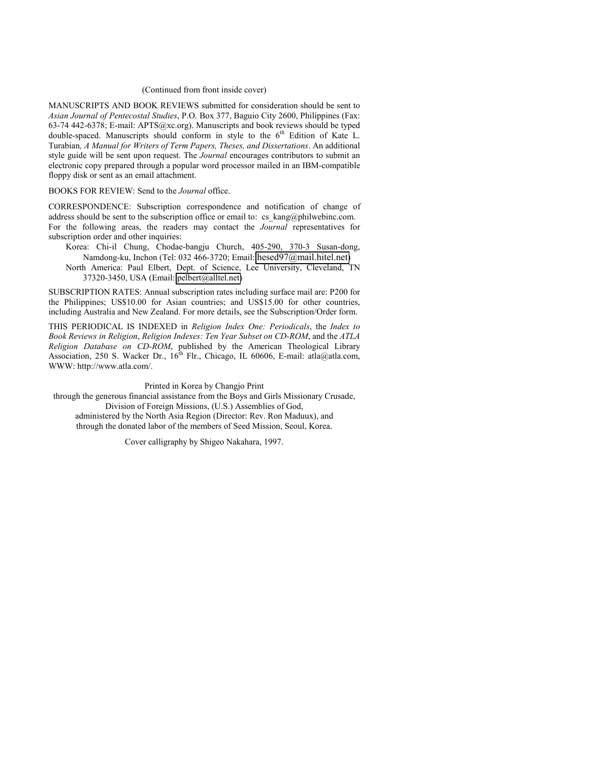(Continued from front inside cover)

MANUSCRIPTS AND BOOK REVIEWS submitted for consideration should be sent to *Asian Journal of Pentecostal Studies*, P.O. Box 377, Baguio City 2600, Philippines (Fax: 63-74 442-6378; E-mail: APTS@xc.org). Manuscripts and book reviews should be typed double-spaced. Manuscripts should conform in style to the 6th Edition of Kate L. Turabian, *A Manual for Writers of Term Papers, Theses, and Dissertations*. An additional style guide will be sent upon request. The *Journal* encourages contributors to submit an electronic copy prepared through a popular word processor mailed in an IBM-compatible floppy disk or sent as an email attachment.

BOOKS FOR REVIEW: Send to the *Journal* office.

CORRESPONDENCE: Subscription correspondence and notification of change of address should be sent to the subscription office or email to: cs_kang@philwebinc.com. For the following areas, the readers may contact the *Journal* representatives for subscription order and other inquiries:

Korea: Chi-il Chung, Chodae-bangju Church, 405-290, 370-3 Susan-dong, Namdong-ku, Inchon (Tel: 032 466-3720; Email: hesed97@mail.hitel.net)

North America: Paul Elbert, Dept. of Science, Lee University, Cleveland, TN 37320-3450, USA (Email: pelbert@alltel.net)

SUBSCRIPTION RATES: Annual subscription rates including surface mail are: P200 for the Philippines; US$10.00 for Asian countries; and US$15.00 for other countries, including Australia and New Zealand. For more details, see the Subscription/Order form.

THIS PERIODICAL IS INDEXED in *Religion Index One: Periodicals*, the *Index to Book Reviews in Religion*, *Religion Indexes: Ten Year Subset on CD-ROM*, and the *ATLA Religion Database on CD-ROM*, published by the American Theological Library Association, 250 S. Wacker Dr., 16th Flr., Chicago, IL 60606, E-mail: atla@atla.com, WWW: http://www.atla.com/.

Printed in Korea by Changjo Print
through the generous financial assistance from the Boys and Girls Missionary Crusade, Division of Foreign Missions, (U.S.) Assemblies of God,
administered by the North Asia Region (Director: Rev. Ron Maduux), and
through the donated labor of the members of Seed Mission, Seoul, Korea.

Cover calligraphy by Shigeo Nakahara, 1997.